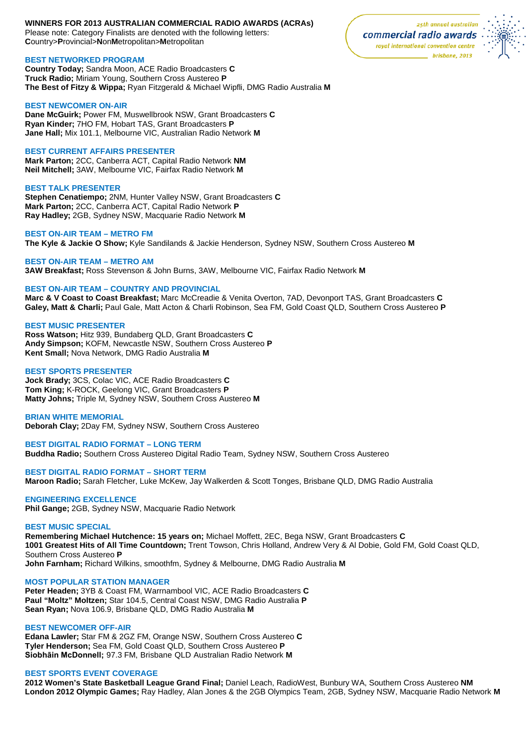**WINNERS FOR 2013 AUSTRALIAN COMMERCIAL RADIO AWARDS (ACRAs)**
Please note: Category Finalists are denoted with the following letters:
**C**ountry>**P**rovincial>**N**on**M**etropolitan>**M**etropolitan

25th annual australian commercial radio awards royal international convention centre brisbane, 2013

### BEST NETWORKED PROGRAM

**Country Today;** Sandra Moon, ACE Radio Broadcasters **C**
**Truck Radio;** Miriam Young, Southern Cross Austereo **P**
**The Best of Fitzy & Wippa;** Ryan Fitzgerald & Michael Wipfli, DMG Radio Australia **M**

### BEST NEWCOMER ON-AIR

**Dane McGuirk;** Power FM, Muswellbrook NSW, Grant Broadcasters **C**
**Ryan Kinder;** 7HO FM, Hobart TAS, Grant Broadcasters **P**
**Jane Hall;** Mix 101.1, Melbourne VIC, Australian Radio Network **M**

### BEST CURRENT AFFAIRS PRESENTER

**Mark Parton;** 2CC, Canberra ACT, Capital Radio Network **NM**
**Neil Mitchell;** 3AW, Melbourne VIC, Fairfax Radio Network **M**

### BEST TALK PRESENTER

**Stephen Cenatiempo;** 2NM, Hunter Valley NSW, Grant Broadcasters **C**
**Mark Parton;** 2CC, Canberra ACT, Capital Radio Network **P**
**Ray Hadley;** 2GB, Sydney NSW, Macquarie Radio Network **M**

### BEST ON-AIR TEAM – METRO FM

**The Kyle & Jackie O Show;** Kyle Sandilands & Jackie Henderson, Sydney NSW, Southern Cross Austereo **M**

### BEST ON-AIR TEAM – METRO AM

**3AW Breakfast;** Ross Stevenson & John Burns, 3AW, Melbourne VIC, Fairfax Radio Network **M**

### BEST ON-AIR TEAM – COUNTRY AND PROVINCIAL

**Marc & V Coast to Coast Breakfast;** Marc McCreadie & Venita Overton, 7AD, Devonport TAS, Grant Broadcasters **C**
**Galey, Matt & Charli;** Paul Gale, Matt Acton & Charli Robinson, Sea FM, Gold Coast QLD, Southern Cross Austereo **P**

### BEST MUSIC PRESENTER

**Ross Watson;** Hitz 939, Bundaberg QLD, Grant Broadcasters **C**
**Andy Simpson;** KOFM, Newcastle NSW, Southern Cross Austereo **P**
**Kent Small;** Nova Network, DMG Radio Australia **M**

### BEST SPORTS PRESENTER

**Jock Brady;** 3CS, Colac VIC, ACE Radio Broadcasters **C**
**Tom King;** K-ROCK, Geelong VIC, Grant Broadcasters **P**
**Matty Johns;** Triple M, Sydney NSW, Southern Cross Austereo **M**

### BRIAN WHITE MEMORIAL

**Deborah Clay;** 2Day FM, Sydney NSW, Southern Cross Austereo

### BEST DIGITAL RADIO FORMAT – LONG TERM

**Buddha Radio;** Southern Cross Austereo Digital Radio Team, Sydney NSW, Southern Cross Austereo

### BEST DIGITAL RADIO FORMAT – SHORT TERM

**Maroon Radio;** Sarah Fletcher, Luke McKew, Jay Walkerden & Scott Tonges, Brisbane QLD, DMG Radio Australia

### ENGINEERING EXCELLENCE

**Phil Gange;** 2GB, Sydney NSW, Macquarie Radio Network

### BEST MUSIC SPECIAL

**Remembering Michael Hutchence: 15 years on;** Michael Moffett, 2EC, Bega NSW, Grant Broadcasters **C**
**1001 Greatest Hits of All Time Countdown;** Trent Towson, Chris Holland, Andrew Very & Al Dobie, Gold FM, Gold Coast QLD, Southern Cross Austereo **P**
**John Farnham;** Richard Wilkins, smoothfm, Sydney & Melbourne, DMG Radio Australia **M**

### MOST POPULAR STATION MANAGER

**Peter Headen;** 3YB & Coast FM, Warrnambool VIC, ACE Radio Broadcasters **C**
**Paul "Moltz" Moltzen;** Star 104.5, Central Coast NSW, DMG Radio Australia **P**
**Sean Ryan;** Nova 106.9, Brisbane QLD, DMG Radio Australia **M**

### BEST NEWCOMER OFF-AIR

**Edana Lawler;** Star FM & 2GZ FM, Orange NSW, Southern Cross Austereo **C**
**Tyler Henderson;** Sea FM, Gold Coast QLD, Southern Cross Austereo **P**
**Siobhãin McDonnell;** 97.3 FM, Brisbane QLD Australian Radio Network **M**

### BEST SPORTS EVENT COVERAGE

**2012 Women's State Basketball League Grand Final;** Daniel Leach, RadioWest, Bunbury WA, Southern Cross Austereo **NM**
**London 2012 Olympic Games;** Ray Hadley, Alan Jones & the 2GB Olympics Team, 2GB, Sydney NSW, Macquarie Radio Network **M**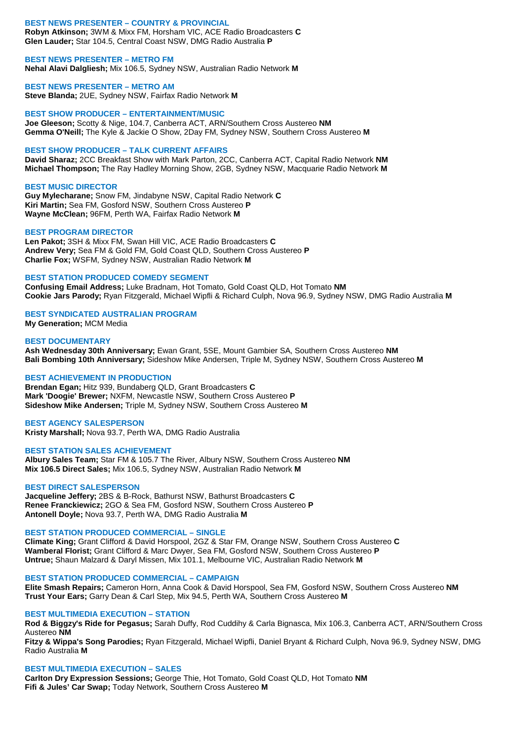### BEST NEWS PRESENTER – COUNTRY & PROVINCIAL

**Robyn Atkinson;** 3WM & Mixx FM, Horsham VIC, ACE Radio Broadcasters **C**
**Glen Lauder;** Star 104.5, Central Coast NSW, DMG Radio Australia **P**

### BEST NEWS PRESENTER – METRO FM

**Nehal Alavi Dalgliesh;** Mix 106.5, Sydney NSW, Australian Radio Network **M**

### BEST NEWS PRESENTER – METRO AM

**Steve Blanda;** 2UE, Sydney NSW, Fairfax Radio Network **M**

### BEST SHOW PRODUCER – ENTERTAINMENT/MUSIC

**Joe Gleeson;** Scotty & Nige, 104.7, Canberra ACT, ARN/Southern Cross Austereo **NM**
**Gemma O'Neill;** The Kyle & Jackie O Show, 2Day FM, Sydney NSW, Southern Cross Austereo **M**

### BEST SHOW PRODUCER – TALK CURRENT AFFAIRS

**David Sharaz;** 2CC Breakfast Show with Mark Parton, 2CC, Canberra ACT, Capital Radio Network **NM**
**Michael Thompson;** The Ray Hadley Morning Show, 2GB, Sydney NSW, Macquarie Radio Network **M**

### BEST MUSIC DIRECTOR

**Guy Mylecharane;** Snow FM, Jindabyne NSW, Capital Radio Network **C**
**Kiri Martin;** Sea FM, Gosford NSW, Southern Cross Austereo **P**
**Wayne McClean;** 96FM, Perth WA, Fairfax Radio Network **M**

### BEST PROGRAM DIRECTOR

**Len Pakot;** 3SH & Mixx FM, Swan Hill VIC, ACE Radio Broadcasters **C**
**Andrew Very;** Sea FM & Gold FM, Gold Coast QLD, Southern Cross Austereo **P**
**Charlie Fox;** WSFM, Sydney NSW, Australian Radio Network **M**

### BEST STATION PRODUCED COMEDY SEGMENT

**Confusing Email Address;** Luke Bradnam, Hot Tomato, Gold Coast QLD, Hot Tomato **NM**
**Cookie Jars Parody;** Ryan Fitzgerald, Michael Wipfli & Richard Culph, Nova 96.9, Sydney NSW, DMG Radio Australia **M**

### BEST SYNDICATED AUSTRALIAN PROGRAM

**My Generation;** MCM Media

### BEST DOCUMENTARY

**Ash Wednesday 30th Anniversary;** Ewan Grant, 5SE, Mount Gambier SA, Southern Cross Austereo **NM**
**Bali Bombing 10th Anniversary;** Sideshow Mike Andersen, Triple M, Sydney NSW, Southern Cross Austereo **M**

### BEST ACHIEVEMENT IN PRODUCTION

**Brendan Egan;** Hitz 939, Bundaberg QLD, Grant Broadcasters **C**
**Mark 'Doogie' Brewer;** NXFM, Newcastle NSW, Southern Cross Austereo **P**
**Sideshow Mike Andersen;** Triple M, Sydney NSW, Southern Cross Austereo **M**

### BEST AGENCY SALESPERSON

**Kristy Marshall;** Nova 93.7, Perth WA, DMG Radio Australia

### BEST STATION SALES ACHIEVEMENT

**Albury Sales Team;** Star FM & 105.7 The River, Albury NSW, Southern Cross Austereo **NM**
**Mix 106.5 Direct Sales;** Mix 106.5, Sydney NSW, Australian Radio Network **M**

### BEST DIRECT SALESPERSON

**Jacqueline Jeffery;** 2BS & B-Rock, Bathurst NSW, Bathurst Broadcasters **C**
**Renee Franckiewicz;** 2GO & Sea FM, Gosford NSW, Southern Cross Austereo **P**
**Antonell Doyle;** Nova 93.7, Perth WA, DMG Radio Australia **M**

### BEST STATION PRODUCED COMMERCIAL – SINGLE

**Climate King;** Grant Clifford & David Horspool, 2GZ & Star FM, Orange NSW, Southern Cross Austereo **C**
**Wamberal Florist;** Grant Clifford & Marc Dwyer, Sea FM, Gosford NSW, Southern Cross Austereo **P**
**Untrue;** Shaun Malzard & Daryl Missen, Mix 101.1, Melbourne VIC, Australian Radio Network **M**

### BEST STATION PRODUCED COMMERCIAL – CAMPAIGN

**Elite Smash Repairs;** Cameron Horn, Anna Cook & David Horspool, Sea FM, Gosford NSW, Southern Cross Austereo **NM**
**Trust Your Ears;** Garry Dean & Carl Step, Mix 94.5, Perth WA, Southern Cross Austereo **M**

### BEST MULTIMEDIA EXECUTION – STATION

**Rod & Biggzy's Ride for Pegasus;** Sarah Duffy, Rod Cuddihy & Carla Bignasca, Mix 106.3, Canberra ACT, ARN/Southern Cross Austereo **NM**
**Fitzy & Wippa's Song Parodies;** Ryan Fitzgerald, Michael Wipfli, Daniel Bryant & Richard Culph, Nova 96.9, Sydney NSW, DMG Radio Australia **M**

### BEST MULTIMEDIA EXECUTION – SALES

**Carlton Dry Expression Sessions;** George Thie, Hot Tomato, Gold Coast QLD, Hot Tomato **NM**
**Fifi & Jules' Car Swap;** Today Network, Southern Cross Austereo **M**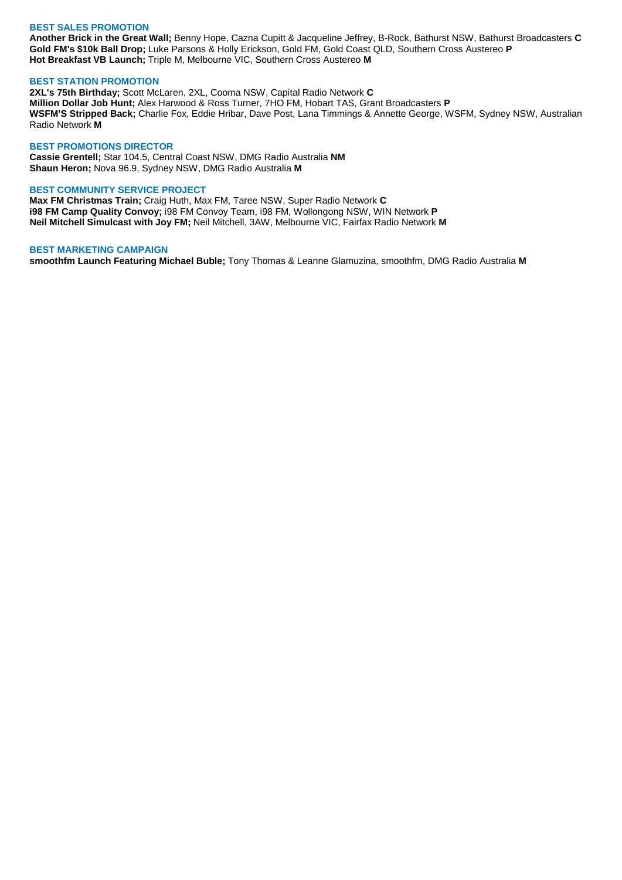### BEST SALES PROMOTION

**Another Brick in the Great Wall;** Benny Hope, Cazna Cupitt & Jacqueline Jeffrey, B-Rock, Bathurst NSW, Bathurst Broadcasters **C**
**Gold FM's $10k Ball Drop;** Luke Parsons & Holly Erickson, Gold FM, Gold Coast QLD, Southern Cross Austereo **P**
**Hot Breakfast VB Launch;** Triple M, Melbourne VIC, Southern Cross Austereo **M**

### BEST STATION PROMOTION

**2XL's 75th Birthday;** Scott McLaren, 2XL, Cooma NSW, Capital Radio Network **C**
**Million Dollar Job Hunt;** Alex Harwood & Ross Turner, 7HO FM, Hobart TAS, Grant Broadcasters **P**
**WSFM'S Stripped Back;** Charlie Fox, Eddie Hribar, Dave Post, Lana Timmings & Annette George, WSFM, Sydney NSW, Australian Radio Network **M**

### BEST PROMOTIONS DIRECTOR

**Cassie Grentell;** Star 104.5, Central Coast NSW, DMG Radio Australia **NM**
**Shaun Heron;** Nova 96.9, Sydney NSW, DMG Radio Australia **M**

### BEST COMMUNITY SERVICE PROJECT

**Max FM Christmas Train;** Craig Huth, Max FM, Taree NSW, Super Radio Network **C**
**i98 FM Camp Quality Convoy;** i98 FM Convoy Team, i98 FM, Wollongong NSW, WIN Network **P**
**Neil Mitchell Simulcast with Joy FM;** Neil Mitchell, 3AW, Melbourne VIC, Fairfax Radio Network **M**

### BEST MARKETING CAMPAIGN

**smoothfm Launch Featuring Michael Buble;** Tony Thomas & Leanne Glamuzina, smoothfm, DMG Radio Australia **M**